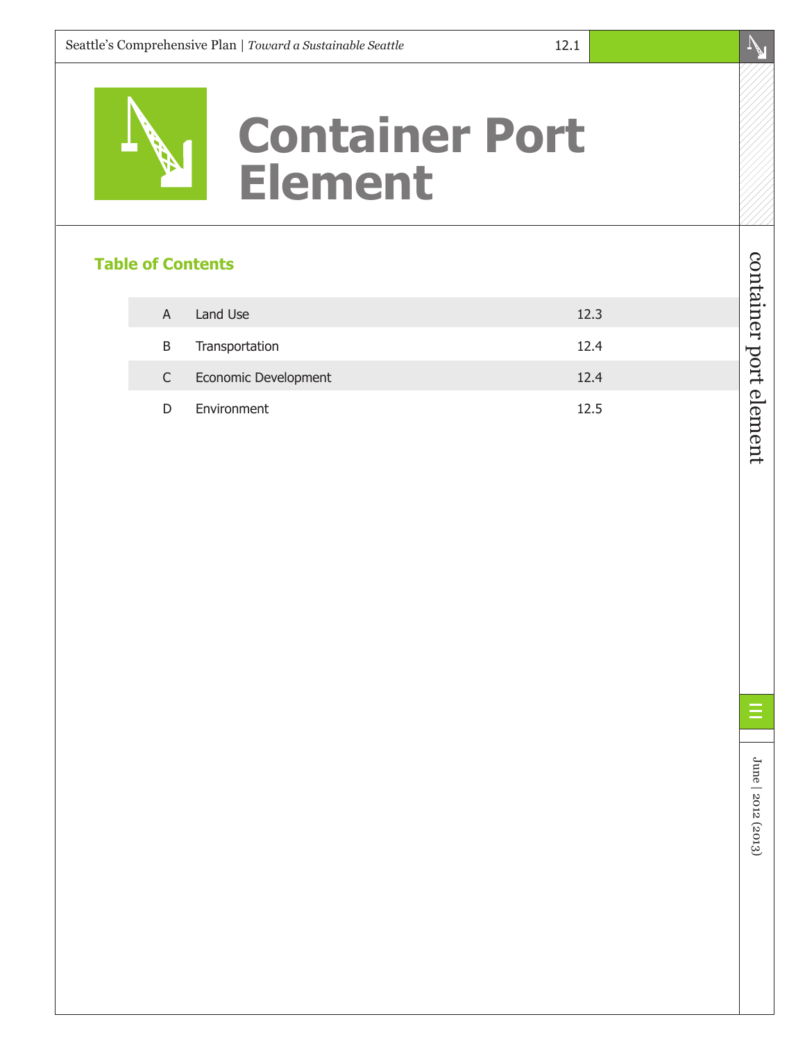# Container Port Element

## Table of Contents

| | | |
|---|---|---|
| A | Land Use | 12.3 |
| B | Transportation | 12.4 |
| C | Economic Development | 12.4 |
| D | Environment | 12.5 |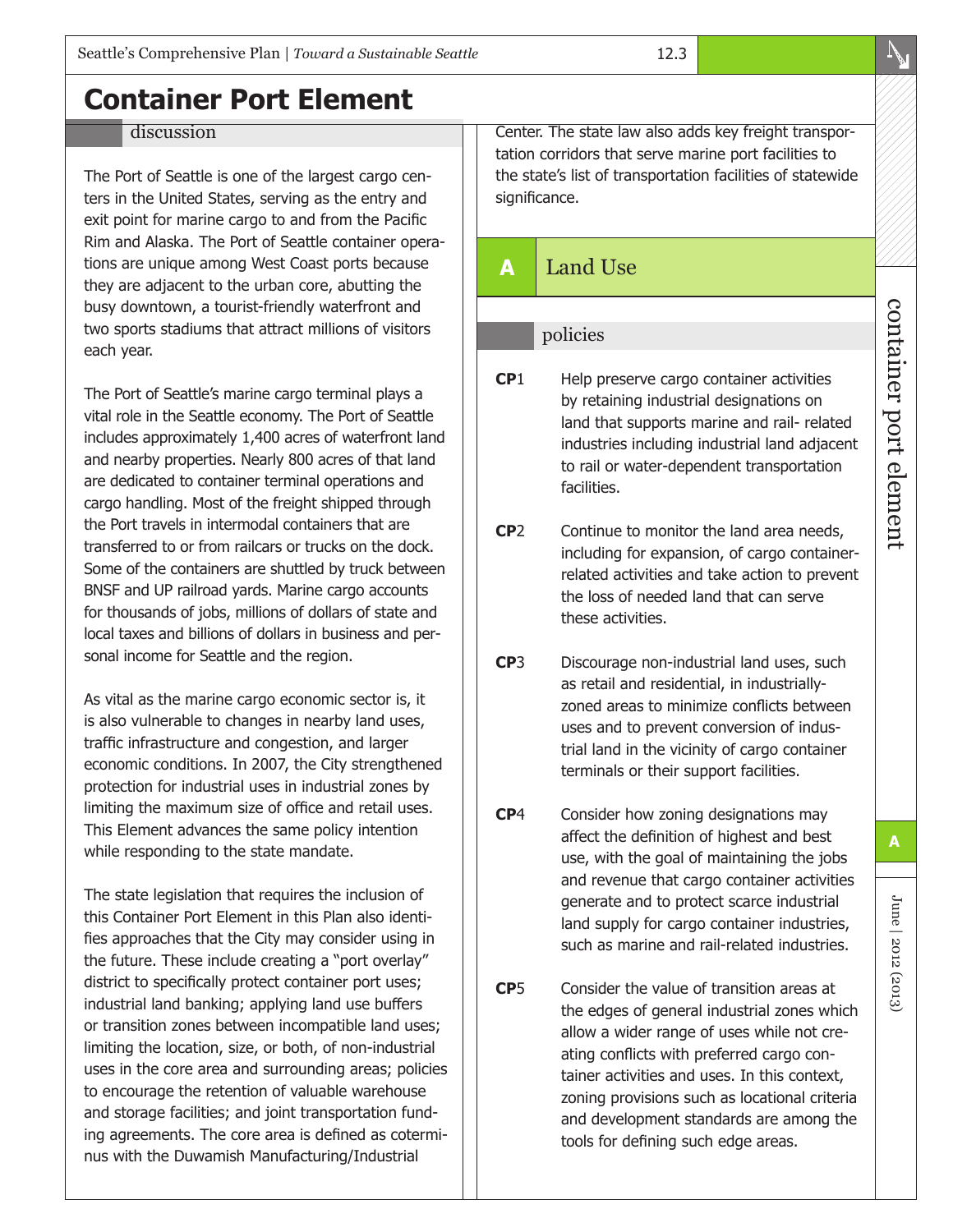# Container Port Element

## discussion

The Port of Seattle is one of the largest cargo centers in the United States, serving as the entry and exit point for marine cargo to and from the Pacific Rim and Alaska. The Port of Seattle container operations are unique among West Coast ports because they are adjacent to the urban core, abutting the busy downtown, a tourist-friendly waterfront and two sports stadiums that attract millions of visitors each year.

The Port of Seattle's marine cargo terminal plays a vital role in the Seattle economy. The Port of Seattle includes approximately 1,400 acres of waterfront land and nearby properties. Nearly 800 acres of that land are dedicated to container terminal operations and cargo handling. Most of the freight shipped through the Port travels in intermodal containers that are transferred to or from railcars or trucks on the dock. Some of the containers are shuttled by truck between BNSF and UP railroad yards. Marine cargo accounts for thousands of jobs, millions of dollars of state and local taxes and billions of dollars in business and personal income for Seattle and the region.

As vital as the marine cargo economic sector is, it is also vulnerable to changes in nearby land uses, traffic infrastructure and congestion, and larger economic conditions. In 2007, the City strengthened protection for industrial uses in industrial zones by limiting the maximum size of office and retail uses. This Element advances the same policy intention while responding to the state mandate.

The state legislation that requires the inclusion of this Container Port Element in this Plan also identifies approaches that the City may consider using in the future. These include creating a "port overlay" district to specifically protect container port uses; industrial land banking; applying land use buffers or transition zones between incompatible land uses; limiting the location, size, or both, of non-industrial uses in the core area and surrounding areas; policies to encourage the retention of valuable warehouse and storage facilities; and joint transportation funding agreements. The core area is defined as coterminus with the Duwamish Manufacturing/Industrial Center. The state law also adds key freight transportation corridors that serve marine port facilities to the state's list of transportation facilities of statewide significance.

## A Land Use

### policies

**CP**1 Help preserve cargo container activities by retaining industrial designations on land that supports marine and rail- related industries including industrial land adjacent to rail or water-dependent transportation facilities.

**CP**2 Continue to monitor the land area needs, including for expansion, of cargo container-related activities and take action to prevent the loss of needed land that can serve these activities.

**CP**3 Discourage non-industrial land uses, such as retail and residential, in industrially-zoned areas to minimize conflicts between uses and to prevent conversion of industrial land in the vicinity of cargo container terminals or their support facilities.

**CP**4 Consider how zoning designations may affect the definition of highest and best use, with the goal of maintaining the jobs and revenue that cargo container activities generate and to protect scarce industrial land supply for cargo container industries, such as marine and rail-related industries.

**CP**5 Consider the value of transition areas at the edges of general industrial zones which allow a wider range of uses while not creating conflicts with preferred cargo container activities and uses. In this context, zoning provisions such as locational criteria and development standards are among the tools for defining such edge areas.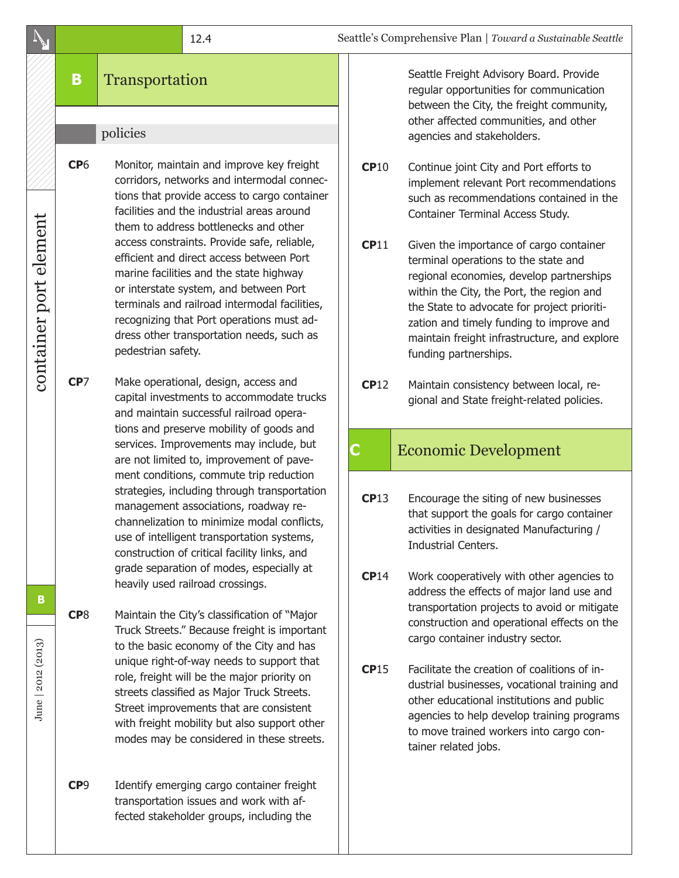## B Transportation

### policies

**CP6** Monitor, maintain and improve key freight corridors, networks and intermodal connections that provide access to cargo container facilities and the industrial areas around them to address bottlenecks and other access constraints. Provide safe, reliable, efficient and direct access between Port marine facilities and the state highway or interstate system, and between Port terminals and railroad intermodal facilities, recognizing that Port operations must address other transportation needs, such as pedestrian safety.

**CP7** Make operational, design, access and capital investments to accommodate trucks and maintain successful railroad operations and preserve mobility of goods and services. Improvements may include, but are not limited to, improvement of pavement conditions, commute trip reduction strategies, including through transportation management associations, roadway rechannelization to minimize modal conflicts, use of intelligent transportation systems, construction of critical facility links, and grade separation of modes, especially at heavily used railroad crossings.

**CP8** Maintain the City's classification of "Major Truck Streets." Because freight is important to the basic economy of the City and has unique right-of-way needs to support that role, freight will be the major priority on streets classified as Major Truck Streets. Street improvements that are consistent with freight mobility but also support other modes may be considered in these streets.

**CP9** Identify emerging cargo container freight transportation issues and work with affected stakeholder groups, including the Seattle Freight Advisory Board. Provide regular opportunities for communication between the City, the freight community, other affected communities, and other agencies and stakeholders.

**CP10** Continue joint City and Port efforts to implement relevant Port recommendations such as recommendations contained in the Container Terminal Access Study.

**CP11** Given the importance of cargo container terminal operations to the state and regional economies, develop partnerships within the City, the Port, the region and the State to advocate for project prioritization and timely funding to improve and maintain freight infrastructure, and explore funding partnerships.

**CP12** Maintain consistency between local, regional and State freight-related policies.

## C Economic Development

**CP13** Encourage the siting of new businesses that support the goals for cargo container activities in designated Manufacturing / Industrial Centers.

**CP14** Work cooperatively with other agencies to address the effects of major land use and transportation projects to avoid or mitigate construction and operational effects on the cargo container industry sector.

**CP15** Facilitate the creation of coalitions of industrial businesses, vocational training and other educational institutions and public agencies to help develop training programs to move trained workers into cargo container related jobs.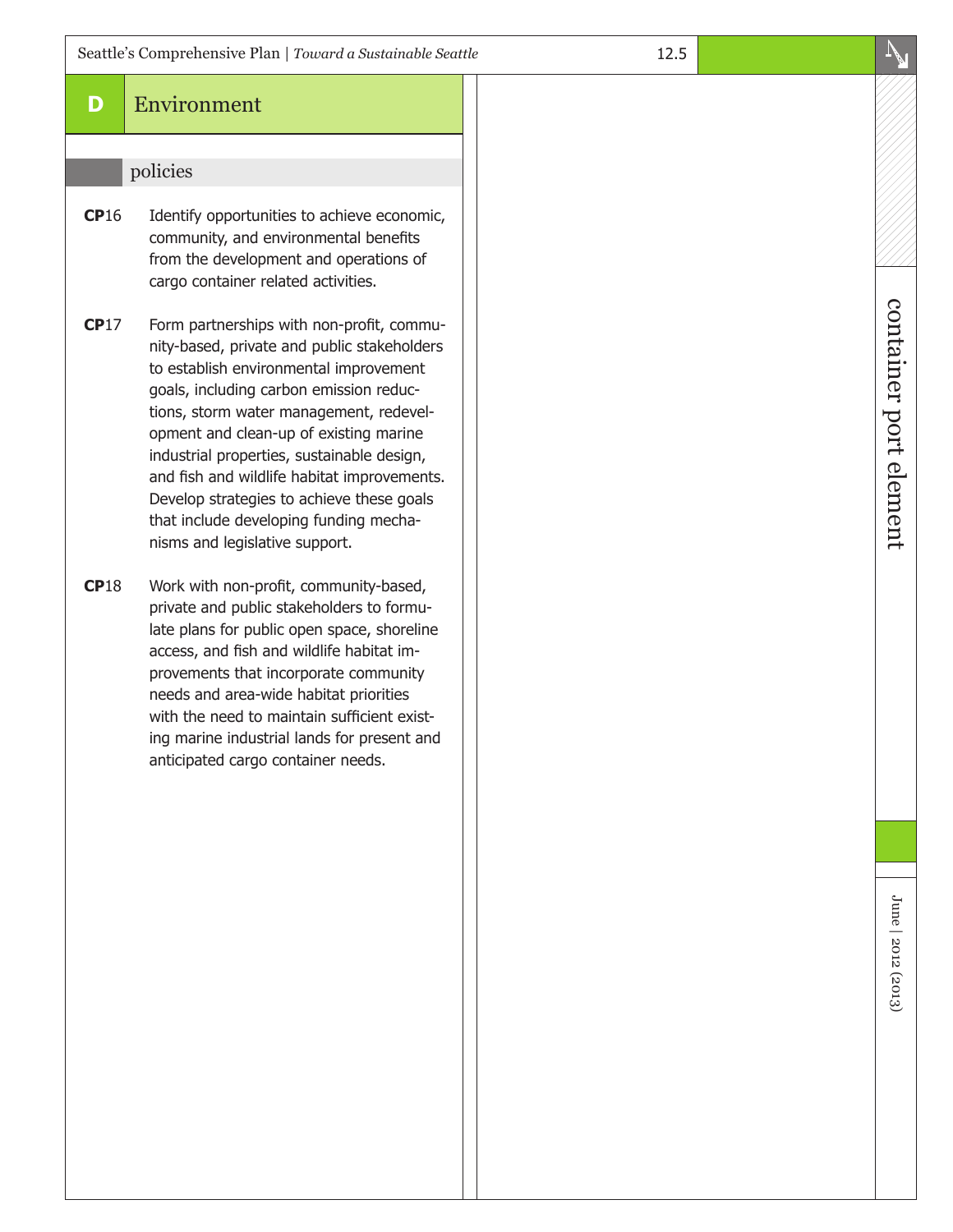## D Environment

### policies

**CP**16 Identify opportunities to achieve economic, community, and environmental benefits from the development and operations of cargo container related activities.

**CP**17 Form partnerships with non-profit, community-based, private and public stakeholders to establish environmental improvement goals, including carbon emission reductions, storm water management, redevelopment and clean-up of existing marine industrial properties, sustainable design, and fish and wildlife habitat improvements. Develop strategies to achieve these goals that include developing funding mechanisms and legislative support.

**CP**18 Work with non-profit, community-based, private and public stakeholders to formulate plans for public open space, shoreline access, and fish and wildlife habitat improvements that incorporate community needs and area-wide habitat priorities with the need to maintain sufficient existing marine industrial lands for present and anticipated cargo container needs.